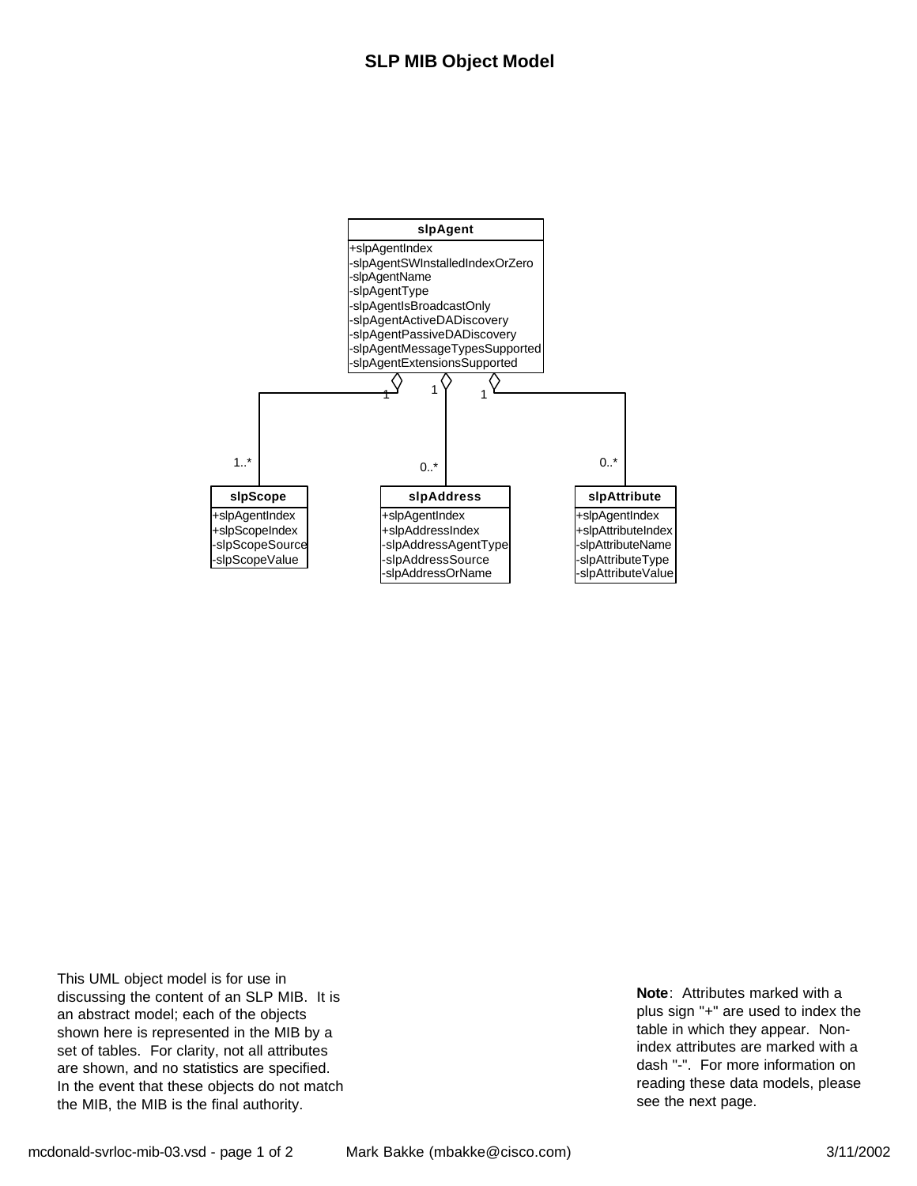# SLP MIB Object Model

**slpAgent**

- +slpAgentIndex
- -slpAgentSWInstalledIndexOrZero
- -slpAgentName
- -slpAgentType
- -slpAgentIsBroadcastOnly
- -slpAgentActiveDADiscovery
- -slpAgentPassiveDADiscovery
- -slpAgentMessageTypesSupported
- -slpAgentExtensionsSupported

slpAgent (1) aggregates slpScope (1..*), slpAddress (0..*), slpAttribute (0..*)

**slpScope**

- +slpAgentIndex
- +slpScopeIndex
- -slpScopeSource
- -slpScopeValue

**slpAddress**

- +slpAgentIndex
- +slpAddressIndex
- -slpAddressAgentType
- -slpAddressSource
- -slpAddressOrName

**slpAttribute**

- +slpAgentIndex
- +slpAttributeIndex
- -slpAttributeName
- -slpAttributeType
- -slpAttributeValue

This UML object model is for use in discussing the content of an SLP MIB. It is an abstract model; each of the objects shown here is represented in the MIB by a set of tables. For clarity, not all attributes are shown, and no statistics are specified. In the event that these objects do not match the MIB, the MIB is the final authority.

**Note**: Attributes marked with a plus sign "+" are used to index the table in which they appear. Non-index attributes are marked with a dash "-". For more information on reading these data models, please see the next page.

mcdonald-svrloc-mib-03.vsd Mark Bakke (mbakke@cisco.com) 3/11/2002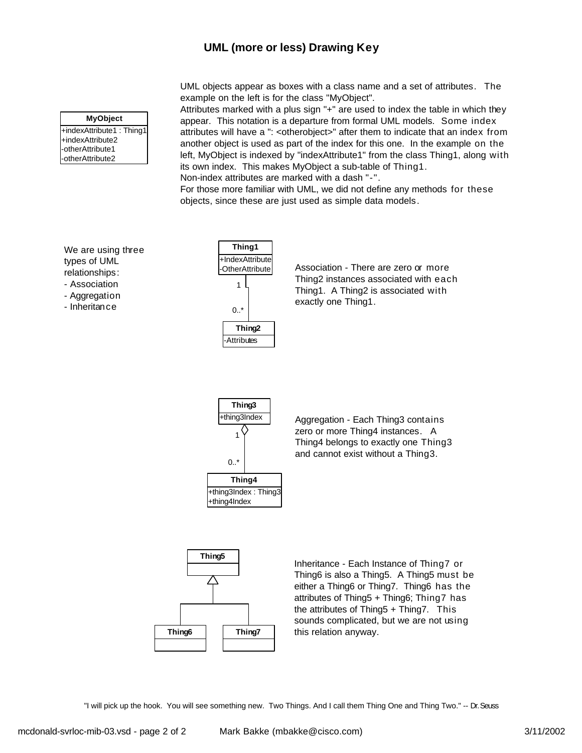# UML (more or less) Drawing Key

**MyObject**
+indexAttribute1 : Thing1
+indexAttribute2
-otherAttribute1
-otherAttribute2

UML objects appear as boxes with a class name and a set of attributes. The example on the left is for the class "MyObject".
Attributes marked with a plus sign "+" are used to index the table in which they appear. This notation is a departure from formal UML models. Some index attributes will have a ": <otherobject>" after them to indicate that an index from another object is used as part of the index for this one. In the example on the left, MyObject is indexed by "indexAttribute1" from the class Thing1, along with its own index. This makes MyObject a sub-table of Thing1.
Non-index attributes are marked with a dash "-".
For those more familiar with UML, we did not define any methods for these objects, since these are just used as simple data models.

We are using three types of UML relationships:

- Association
- Aggregation
- Inheritance

**Thing1**
+IndexAttribute
-OtherAttribute

1

0..*

**Thing2**
-Attributes

Association - There are zero or more Thing2 instances associated with each Thing1. A Thing2 is associated with exactly one Thing1.

**Thing3**
+thing3Index

1

0..*

**Thing4**
+thing3Index : Thing3
+thing4Index

Aggregation - Each Thing3 contains zero or more Thing4 instances. A Thing4 belongs to exactly one Thing3 and cannot exist without a Thing3.

**Thing5**

**Thing6**

**Thing7**

Inheritance - Each Instance of Thing7 or Thing6 is also a Thing5. A Thing5 must be either a Thing6 or Thing7. Thing6 has the attributes of Thing5 + Thing6; Thing7 has the attributes of Thing5 + Thing7. This sounds complicated, but we are not using this relation anyway.

"I will pick up the hook. You will see something new. Two Things. And I call them Thing One and Thing Two." -- Dr. Seuss

mcdonald-svrloc-mib-03.vsd - page 2 of 2 Mark Bakke (mbakke@cisco.com) 3/11/2002